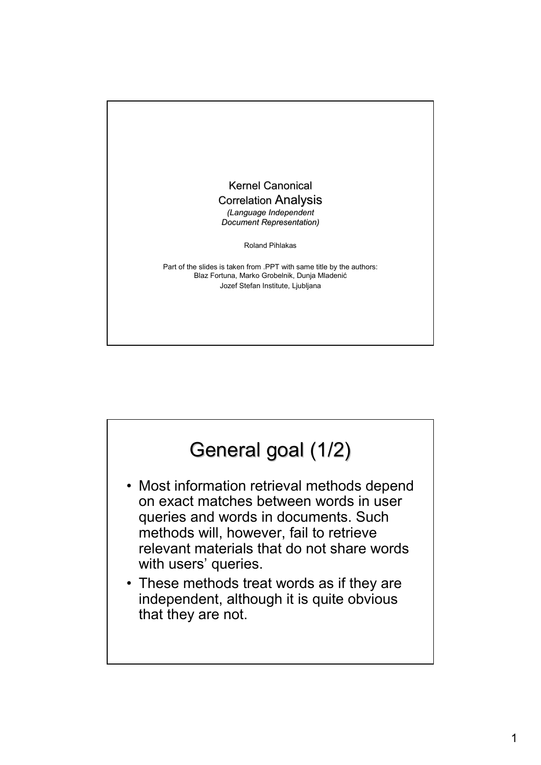# Kernel Canonical Correlation Analysis

*(Language Independent Document Representation)*

Roland Pihlakas

Part of the slides is taken from .PPT with same title by the authors:
Blaz Fortuna, Marko Grobelnik, Dunja Mladenić
Jozef Stefan Institute, Ljubljana

## General goal (1/2)

- Most information retrieval methods depend on exact matches between words in user queries and words in documents. Such methods will, however, fail to retrieve relevant materials that do not share words with users' queries.
- These methods treat words as if they are independent, although it is quite obvious that they are not.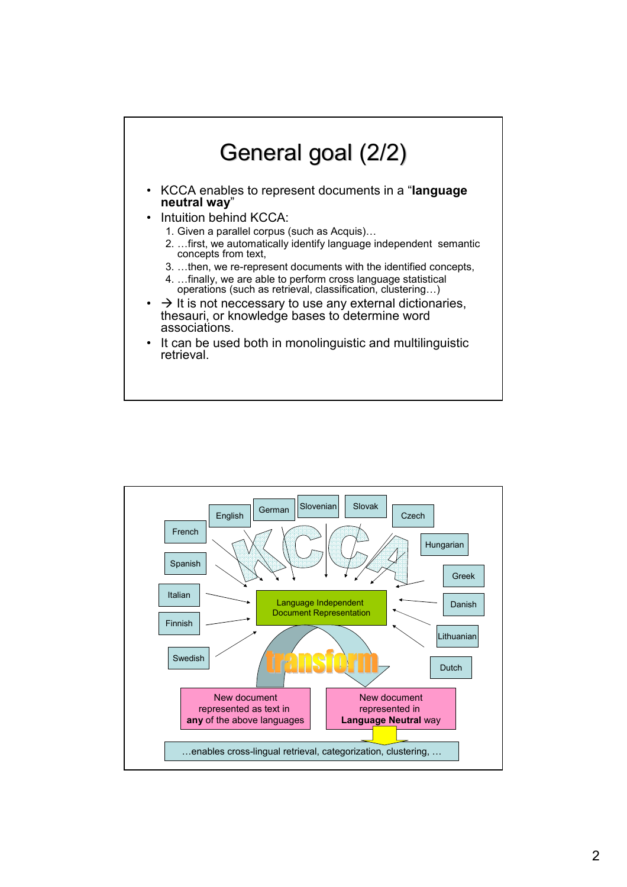# General goal (2/2)

- KCCA enables to represent documents in a "**language neutral way**"
- Intuition behind KCCA:
  1. Given a parallel corpus (such as Acquis)…
  2. …first, we automatically identify language independent semantic concepts from text,
  3. …then, we re-represent documents with the identified concepts,
  4. …finally, we are able to perform cross language statistical operations (such as retrieval, classification, clustering…)
- → It is not neccessary to use any external dictionaries, thesauri, or knowledge bases to determine word associations.
- It can be used both in monolinguistic and multilinguistic retrieval.

English, German, Slovenian, Slovak, Czech, French, Hungarian, Spanish, Greek, Italian, Danish, Finnish, Lithuanian, Swedish, Dutch

KCCA

Language Independent Document Representation

transform

New document represented as text in **any** of the above languages

New document represented in **Language Neutral** way

…enables cross-lingual retrieval, categorization, clustering, …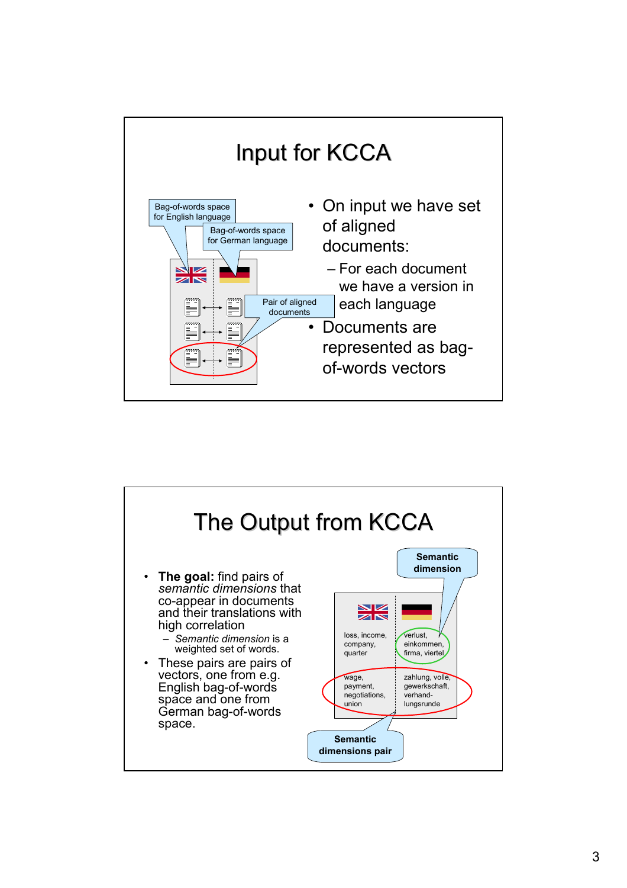# Input for KCCA

Bag-of-words space for English language

Bag-of-words space for German language

Pair of aligned documents

- On input we have set of aligned documents:
  - For each document we have a version in each language
- Documents are represented as bag-of-words vectors

# The Output from KCCA

- **The goal:** find pairs of *semantic dimensions* that co-appear in documents and their translations with high correlation
  - *Semantic dimension* is a weighted set of words.
- These pairs are pairs of vectors, one from e.g. English bag-of-words space and one from German bag-of-words space.

**Semantic dimension**

| English | German |
| --- | --- |
| loss, income, company, quarter | verlust, einkommen, firma, viertel |
| wage, payment, negotiations, union | zahlung, volle, gewerkschaft, verhand-lungsrunde |

**Semantic dimensions pair**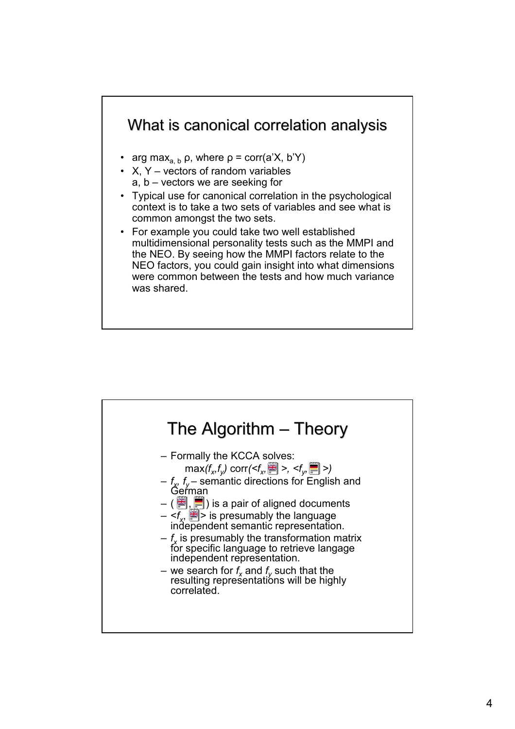## What is canonical correlation analysis

- arg $\max_{a,\, b} \rho$, where $\rho = \text{corr}(a'X, b'Y)$
- X, Y – vectors of random variables
  a, b – vectors we are seeking for
- Typical use for canonical correlation in the psychological context is to take a two sets of variables and see what is common amongst the two sets.
- For example you could take two well established multidimensional personality tests such as the MMPI and the NEO. By seeing how the MMPI factors relate to the NEO factors, you could gain insight into what dimensions were common between the tests and how much variance was shared.

## The Algorithm – Theory

- Formally the KCCA solves:
  $\max_{(f_x, f_y)} \text{corr}(\langle f_x, \text{[English document]} \rangle, \langle f_y, \text{[German document]} \rangle)$
- $f_x$, $f_y$ – semantic directions for English and German
- ([English document], [German document]) is a pair of aligned documents
- $\langle f_x, \text{[English document]} \rangle$ is presumably the language independent semantic representation.
- $f_x$ is presumably the transformation matrix for specific language to retrieve langage independent representation.
- we search for $f_x$ and $f_y$ such that the resulting representations will be highly correlated.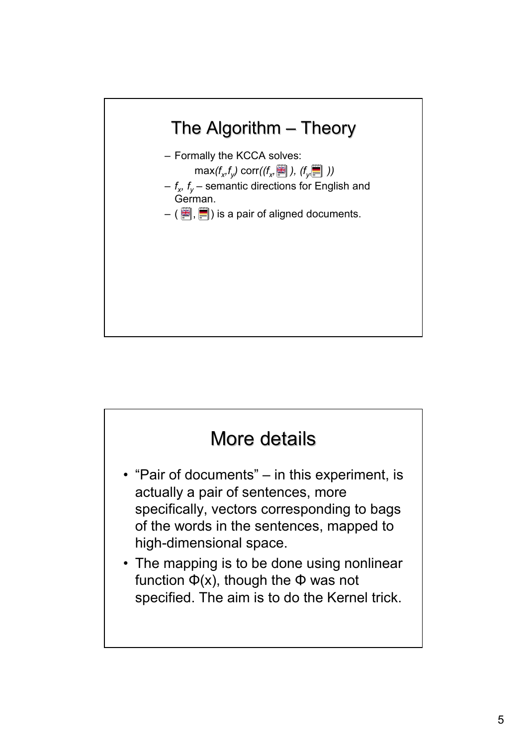## The Algorithm – Theory

- Formally the KCCA solves:

  $\max_{(f_x, f_y)} \text{corr}((f_x, \text{[EN doc]}), (f_y, \text{[DE doc]}))$

- $f_x$, $f_y$ – semantic directions for English and German.
- ([EN doc], [DE doc]) is a pair of aligned documents.

## More details

- "Pair of documents" – in this experiment, is actually a pair of sentences, more specifically, vectors corresponding to bags of the words in the sentences, mapped to high-dimensional space.
- The mapping is to be done using nonlinear function $\Phi(x)$, though the $\Phi$ was not specified. The aim is to do the Kernel trick.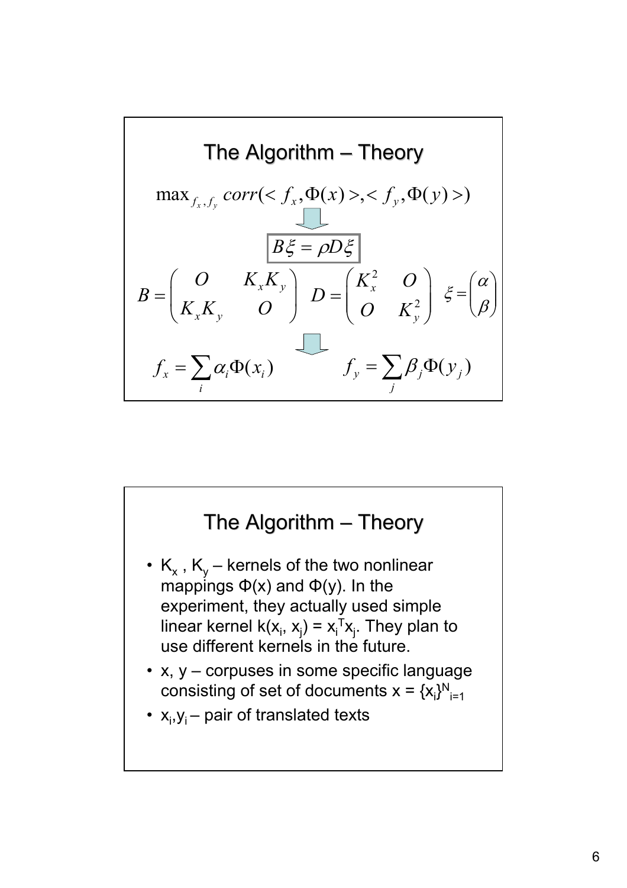## The Algorithm – Theory

$$\max_{f_x, f_y} corr(<f_x, \Phi(x)>, <f_y, \Phi(y)>)$$

$$B\xi = \rho D\xi$$

$$B = \begin{pmatrix} O & K_x K_y \\ K_x K_y & O \end{pmatrix} \quad D = \begin{pmatrix} K_x^2 & O \\ O & K_y^2 \end{pmatrix} \quad \xi = \begin{pmatrix} \alpha \\ \beta \end{pmatrix}$$

$$f_x = \sum_i \alpha_i \Phi(x_i) \qquad f_y = \sum_j \beta_j \Phi(y_j)$$

## The Algorithm – Theory

- $K_x$ , $K_y$ – kernels of the two nonlinear mappings Φ(x) and Φ(y). In the experiment, they actually used simple linear kernel $k(x_i, x_j) = x_i^T x_j$. They plan to use different kernels in the future.
- x, y – corpuses in some specific language consisting of set of documents $x = \{x_i\}_{i=1}^N$
- $x_i, y_i$ – pair of translated texts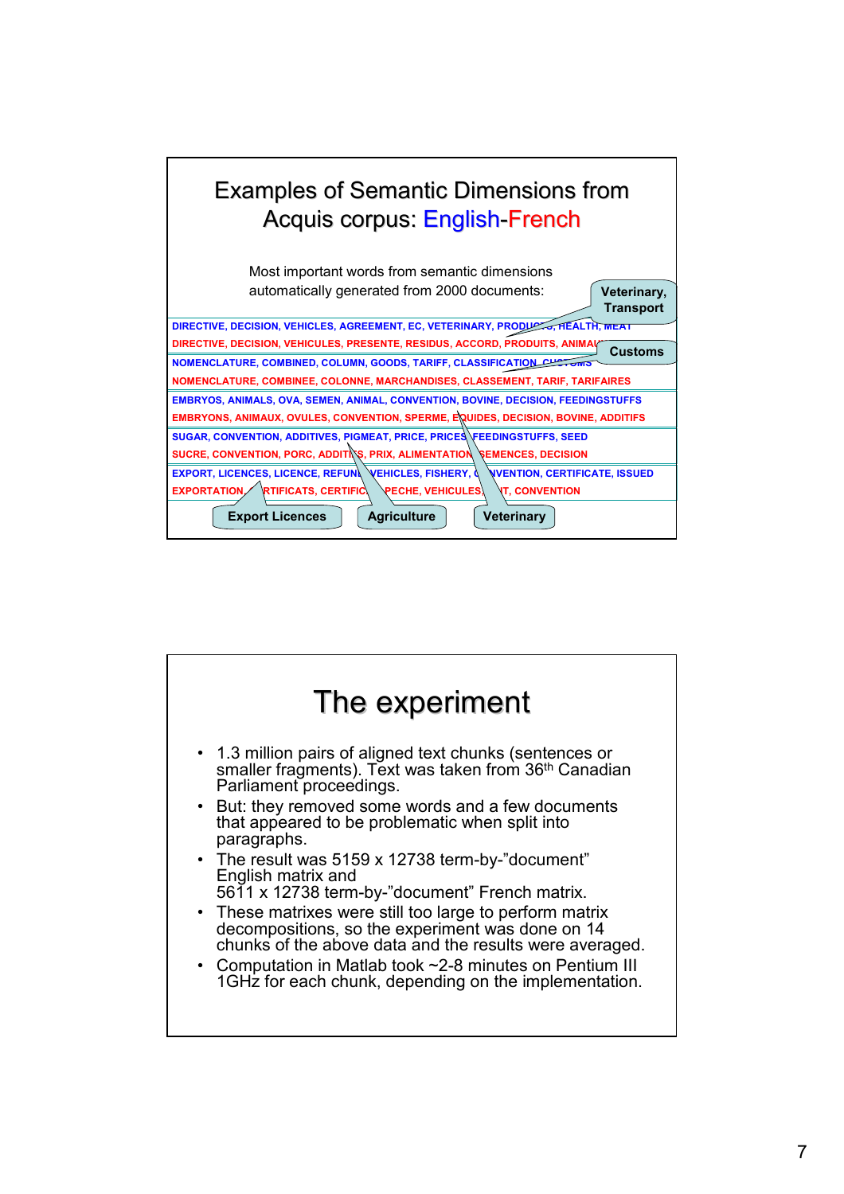# Examples of Semantic Dimensions from Acquis corpus: English-French

Most important words from semantic dimensions automatically generated from 2000 documents:

| |
|---|
| DIRECTIVE, DECISION, VEHICLES, AGREEMENT, EC, VETERINARY, PRODUCTS, HEALTH, MEAT |
| DIRECTIVE, DECISION, VEHICULES, PRESENTE, RESIDUS, ACCORD, PRODUITS, ANIMAUX |
| NOMENCLATURE, COMBINED, COLUMN, GOODS, TARIFF, CLASSIFICATION, CUSTOMS |
| NOMENCLATURE, COMBINEE, COLONNE, MARCHANDISES, CLASSEMENT, TARIF, TARIFAIRES |
| EMBRYOS, ANIMALS, OVA, SEMEN, ANIMAL, CONVENTION, BOVINE, DECISION, FEEDINGSTUFFS |
| EMBRYONS, ANIMAUX, OVULES, CONVENTION, SPERME, EQUIDES, DECISION, BOVINE, ADDITIFS |
| SUGAR, CONVENTION, ADDITIVES, PIGMEAT, PRICE, PRICES, FEEDINGSTUFFS, SEED |
| SUCRE, CONVENTION, PORC, ADDITIFS, PRIX, ALIMENTATION, SEMENCES, DECISION |
| EXPORT, LICENCES, LICENCE, REFUND, VEHICLES, FISHERY, CONVENTION, CERTIFICATE, ISSUED |
| EXPORTATION, CERTIFICATS, CERTIFICAT, PECHE, VEHICULES, ..T, CONVENTION |

Labels: Veterinary, Transport; Customs; Export Licences; Agriculture; Veterinary

# The experiment

- 1.3 million pairs of aligned text chunks (sentences or smaller fragments). Text was taken from 36th Canadian Parliament proceedings.
- But: they removed some words and a few documents that appeared to be problematic when split into paragraphs.
- The result was 5159 x 12738 term-by-"document" English matrix and 5611 x 12738 term-by-"document" French matrix.
- These matrixes were still too large to perform matrix decompositions, so the experiment was done on 14 chunks of the above data and the results were averaged.
- Computation in Matlab took ~2-8 minutes on Pentium III 1GHz for each chunk, depending on the implementation.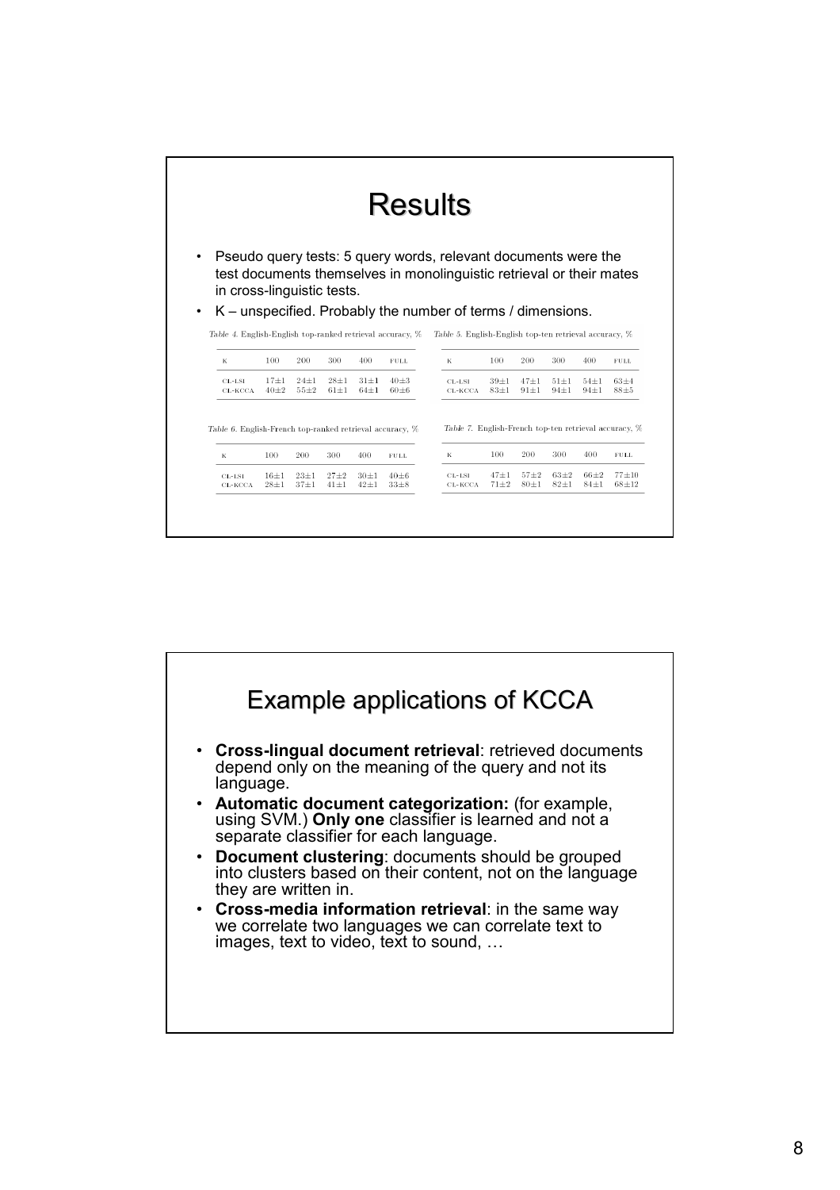# Results

- Pseudo query tests: 5 query words, relevant documents were the test documents themselves in monolinguistic retrieval or their mates in cross-linguistic tests.
- K – unspecified. Probably the number of terms / dimensions.

*Table 4.* English-English top-ranked retrieval accuracy, %

| K | 100 | 200 | 300 | 400 | FULL |
|---|---|---|---|---|---|
| CL-LSI | 17±1 | 24±1 | 28±1 | 31±1 | 40±3 |
| CL-KCCA | 40±2 | 55±2 | 61±1 | 64±1 | 60±6 |

*Table 5.* English-English top-ten retrieval accuracy, %

| K | 100 | 200 | 300 | 400 | FULL |
|---|---|---|---|---|---|
| CL-LSI | 39±1 | 47±1 | 51±1 | 54±1 | 63±4 |
| CL-KCCA | 83±1 | 91±1 | 94±1 | 94±1 | 88±5 |

*Table 6.* English-French top-ranked retrieval accuracy, %

| K | 100 | 200 | 300 | 400 | FULL |
|---|---|---|---|---|---|
| CL-LSI | 16±1 | 23±1 | 27±2 | 30±1 | 40±6 |
| CL-KCCA | 28±1 | 37±1 | 41±1 | 42±1 | 33±8 |

*Table 7.* English-French top-ten retrieval accuracy, %

| K | 100 | 200 | 300 | 400 | FULL |
|---|---|---|---|---|---|
| CL-LSI | 47±1 | 57±2 | 63±2 | 66±2 | 77±10 |
| CL-KCCA | 71±2 | 80±1 | 82±1 | 84±1 | 68±12 |

# Example applications of KCCA

- **Cross-lingual document retrieval**: retrieved documents depend only on the meaning of the query and not its language.
- **Automatic document categorization:** (for example, using SVM.) **Only one** classifier is learned and not a separate classifier for each language.
- **Document clustering**: documents should be grouped into clusters based on their content, not on the language they are written in.
- **Cross-media information retrieval**: in the same way we correlate two languages we can correlate text to images, text to video, text to sound, …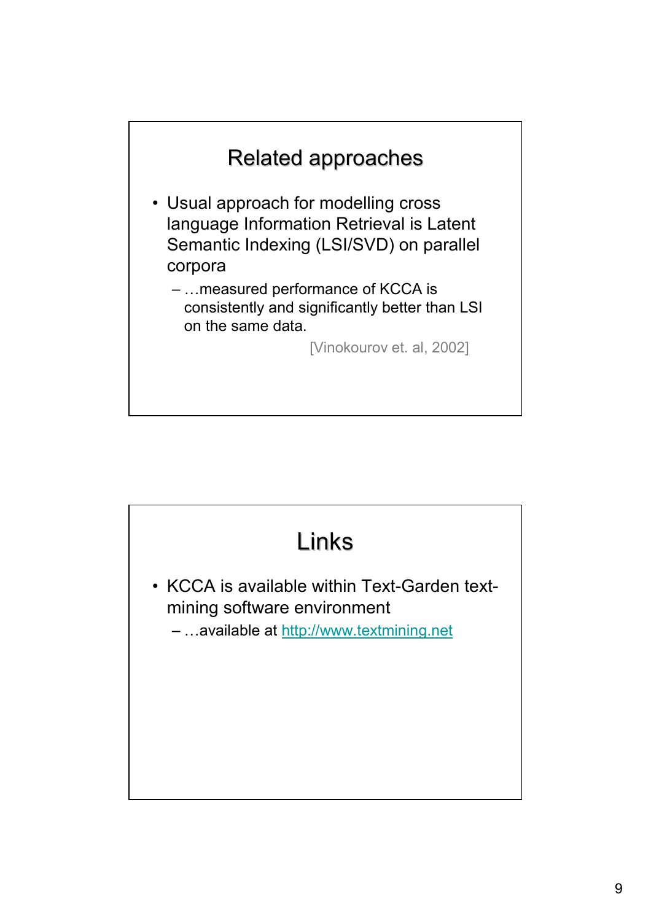## Related approaches

- Usual approach for modelling cross language Information Retrieval is Latent Semantic Indexing (LSI/SVD) on parallel corpora
  - …measured performance of KCCA is consistently and significantly better than LSI on the same data.

[Vinokourov et. al, 2002]

## Links

- KCCA is available within Text-Garden text-mining software environment
  - …available at http://www.textmining.net